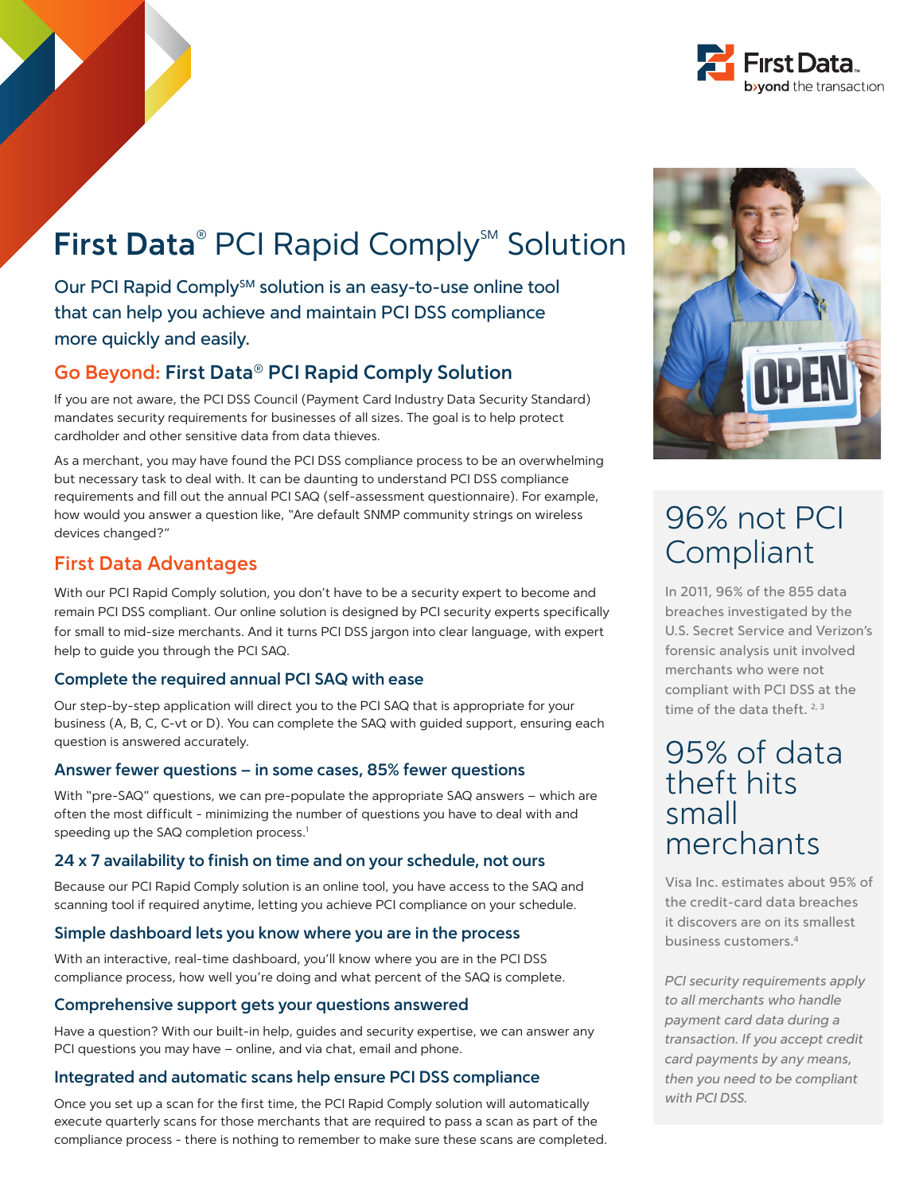# First Data® PCI Rapid Comply℠ Solution

## Our PCI Rapid Comply℠ solution is an easy-to-use online tool that can help you achieve and maintain PCI DSS compliance more quickly and easily.

## Go Beyond: First Data® PCI Rapid Comply Solution

If you are not aware, the PCI DSS Council (Payment Card Industry Data Security Standard) mandates security requirements for businesses of all sizes. The goal is to help protect cardholder and other sensitive data from data thieves.

As a merchant, you may have found the PCI DSS compliance process to be an overwhelming but necessary task to deal with. It can be daunting to understand PCI DSS compliance requirements and fill out the annual PCI SAQ (self-assessment questionnaire). For example, how would you answer a question like, "Are default SNMP community strings on wireless devices changed?"

## First Data Advantages

With our PCI Rapid Comply solution, you don't have to be a security expert to become and remain PCI DSS compliant. Our online solution is designed by PCI security experts specifically for small to mid-size merchants. And it turns PCI DSS jargon into clear language, with expert help to guide you through the PCI SAQ.

### Complete the required annual PCI SAQ with ease

Our step-by-step application will direct you to the PCI SAQ that is appropriate for your business (A, B, C, C-vt or D). You can complete the SAQ with guided support, ensuring each question is answered accurately.

### Answer fewer questions – in some cases, 85% fewer questions

With "pre-SAQ" questions, we can pre-populate the appropriate SAQ answers – which are often the most difficult - minimizing the number of questions you have to deal with and speeding up the SAQ completion process.[1]

### 24 x 7 availability to finish on time and on your schedule, not ours

Because our PCI Rapid Comply solution is an online tool, you have access to the SAQ and scanning tool if required anytime, letting you achieve PCI compliance on your schedule.

### Simple dashboard lets you know where you are in the process

With an interactive, real-time dashboard, you'll know where you are in the PCI DSS compliance process, how well you're doing and what percent of the SAQ is complete.

### Comprehensive support gets your questions answered

Have a question? With our built-in help, guides and security expertise, we can answer any PCI questions you may have – online, and via chat, email and phone.

### Integrated and automatic scans help ensure PCI DSS compliance

Once you set up a scan for the first time, the PCI Rapid Comply solution will automatically execute quarterly scans for those merchants that are required to pass a scan as part of the compliance process - there is nothing to remember to make sure these scans are completed.

## 96% not PCI Compliant

In 2011, 96% of the 855 data breaches investigated by the U.S. Secret Service and Verizon's forensic analysis unit involved merchants who were not compliant with PCI DSS at the time of the data theft.[2, 3]

## 95% of data theft hits small merchants

Visa Inc. estimates about 95% of the credit-card data breaches it discovers are on its smallest business customers.[4]

*PCI security requirements apply to all merchants who handle payment card data during a transaction. If you accept credit card payments by any means, then you need to be compliant with PCI DSS.*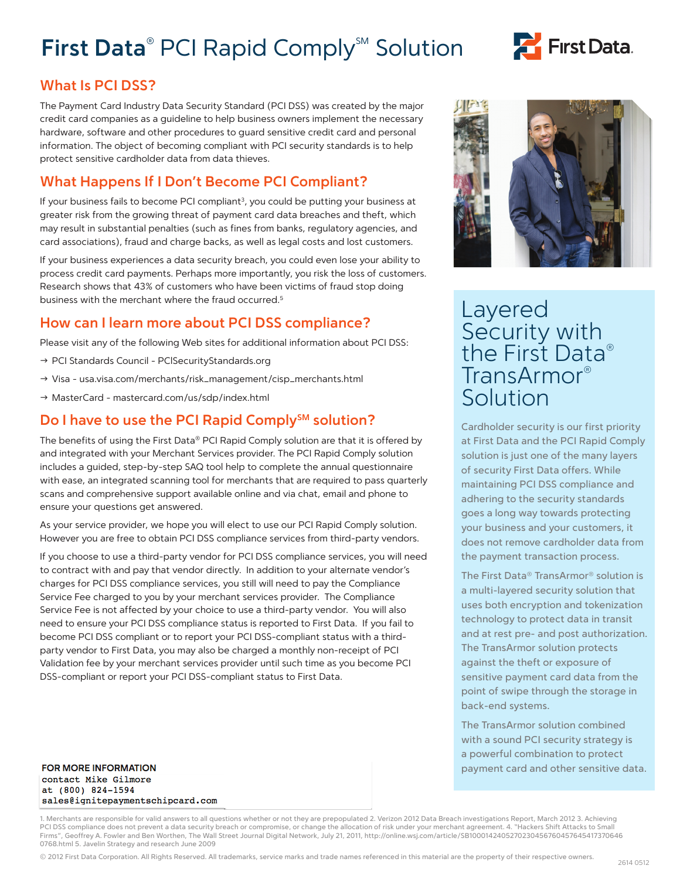# First Data® PCI Rapid Comply℠ Solution

## What Is PCI DSS?

The Payment Card Industry Data Security Standard (PCI DSS) was created by the major credit card companies as a guideline to help business owners implement the necessary hardware, software and other procedures to guard sensitive credit card and personal information. The object of becoming compliant with PCI security standards is to help protect sensitive cardholder data from data thieves.

## What Happens If I Don't Become PCI Compliant?

If your business fails to become PCI compliant[3], you could be putting your business at greater risk from the growing threat of payment card data breaches and theft, which may result in substantial penalties (such as fines from banks, regulatory agencies, and card associations), fraud and charge backs, as well as legal costs and lost customers.

If your business experiences a data security breach, you could even lose your ability to process credit card payments. Perhaps more importantly, you risk the loss of customers. Research shows that 43% of customers who have been victims of fraud stop doing business with the merchant where the fraud occurred.[5]

## How can I learn more about PCI DSS compliance?

Please visit any of the following Web sites for additional information about PCI DSS:

→ PCI Standards Council - PCISecurityStandards.org

→ Visa - usa.visa.com/merchants/risk_management/cisp_merchants.html

→ MasterCard - mastercard.com/us/sdp/index.html

## Do I have to use the PCI Rapid Comply℠ solution?

The benefits of using the First Data® PCI Rapid Comply solution are that it is offered by and integrated with your Merchant Services provider. The PCI Rapid Comply solution includes a guided, step-by-step SAQ tool help to complete the annual questionnaire with ease, an integrated scanning tool for merchants that are required to pass quarterly scans and comprehensive support available online and via chat, email and phone to ensure your questions get answered.

As your service provider, we hope you will elect to use our PCI Rapid Comply solution. However you are free to obtain PCI DSS compliance services from third-party vendors.

If you choose to use a third-party vendor for PCI DSS compliance services, you will need to contract with and pay that vendor directly. In addition to your alternate vendor's charges for PCI DSS compliance services, you still will need to pay the Compliance Service Fee charged to you by your merchant services provider. The Compliance Service Fee is not affected by your choice to use a third-party vendor. You will also need to ensure your PCI DSS compliance status is reported to First Data. If you fail to become PCI DSS compliant or to report your PCI DSS-compliant status with a third-party vendor to First Data, you may also be charged a monthly non-receipt of PCI Validation fee by your merchant services provider until such time as you become PCI DSS-compliant or report your PCI DSS-compliant status to First Data.

## Layered Security with the First Data® TransArmor® Solution

Cardholder security is our first priority at First Data and the PCI Rapid Comply solution is just one of the many layers of security First Data offers. While maintaining PCI DSS compliance and adhering to the security standards goes a long way towards protecting your business and your customers, it does not remove cardholder data from the payment transaction process.

The First Data® TransArmor® solution is a multi-layered security solution that uses both encryption and tokenization technology to protect data in transit and at rest pre- and post authorization. The TransArmor solution protects against the theft or exposure of sensitive payment card data from the point of swipe through the storage in back-end systems.

The TransArmor solution combined with a sound PCI security strategy is a powerful combination to protect payment card and other sensitive data.

**FOR MORE INFORMATION**

contact Mike Gilmore
at (800) 824-1594
sales@ignitepaymentschipcard.com

1. Merchants are responsible for valid answers to all questions whether or not they are prepopulated 2. Verizon 2012 Data Breach investigations Report, March 2012 3. Achieving PCI DSS compliance does not prevent a data security breach or compromise, or change the allocation of risk under your merchant agreement. 4. "Hackers Shift Attacks to Small Firms", Geoffrey A. Fowler and Ben Worthen, The Wall Street Journal Digital Network, July 21, 2011, http://online.wsj.com/article/SB10001424052702304567604576454173706460768.html 5. Javelin Strategy and research June 2009

© 2012 First Data Corporation. All Rights Reserved. All trademarks, service marks and trade names referenced in this material are the property of their respective owners.

2614 0512